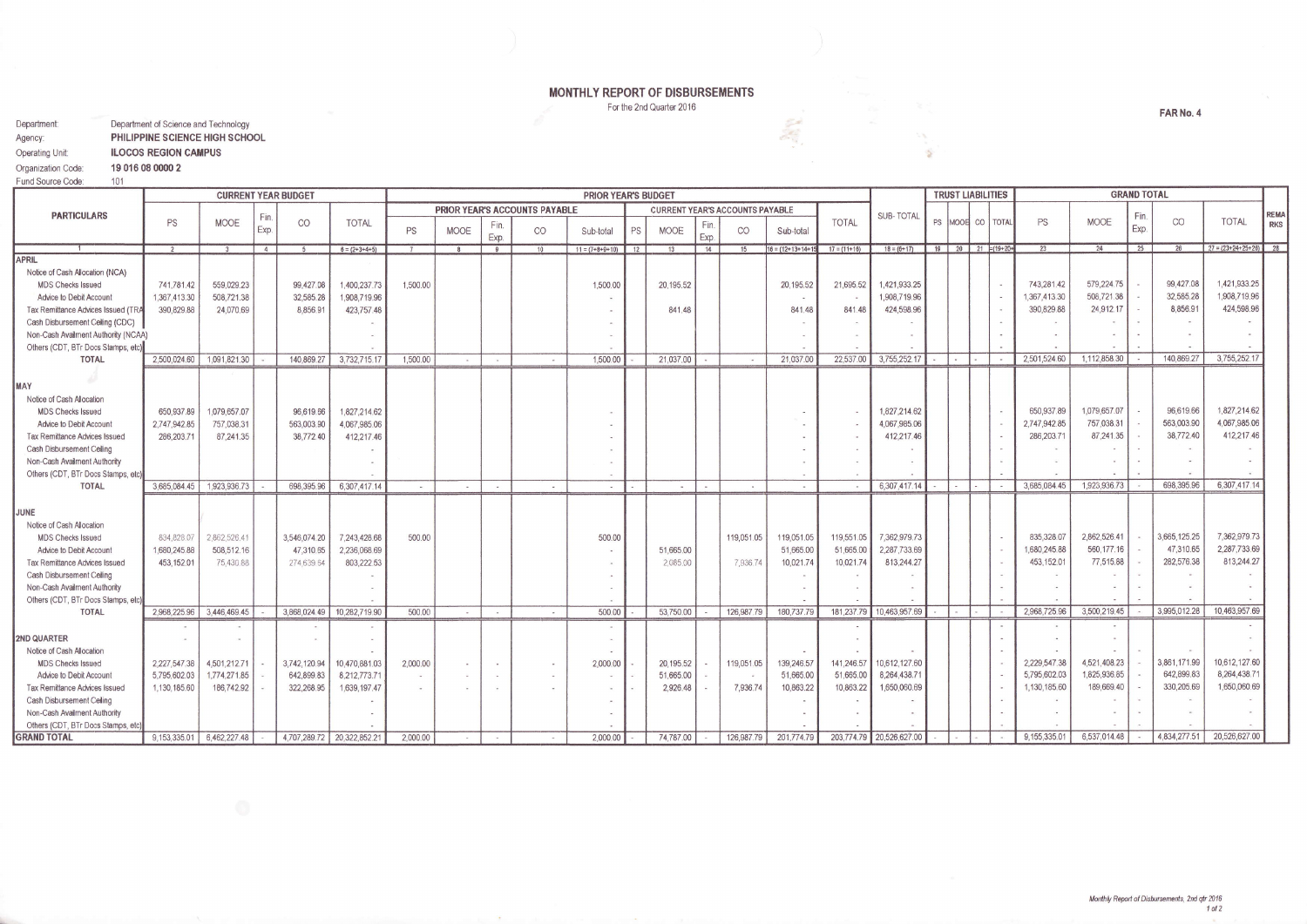# MONTHLY REPORT OF DISBURSEMENTS

For the 2nd Quarter 2016

**FAR No. 4**

Department: Department of Science and Technology
Agency: **PHILIPPINE SCIENCE HIGH SCHOOL**
Operating Unit: **ILOCOS REGION CAMPUS**
Organization Code: **19 016 08 0000 2**
Fund Source Code: 101

| PARTICULARS | CURRENT YEAR BUDGET | | | | | PRIOR YEAR'S BUDGET | | | | | | | | | | | | SUB-TOTAL | TRUST LIABILITIES | | | | GRAND TOTAL | | | | | REMARKS |
|---|---|---|---|---|---|---|---|---|---|---|---|---|---|---|---|---|---|---|---|---|---|---|---|---|---|---|---|---|
| | | | | | | PRIOR YEAR'S ACCOUNTS PAYABLE | | | | | CURRENT YEAR'S ACCOUNTS PAYABLE | | | | | TOTAL | | | | | | | | | | | | |
| | PS | MOOE | Fin. Exp. | CO | TOTAL | PS | MOOE | Fin. Exp. | CO | Sub-total | PS | MOOE | Fin. Exp. | CO | Sub-total | | | | PS | MOOE | CO | TOTAL | PS | MOOE | Fin. Exp. | CO | TOTAL | |
| 1 | 2 | 3 | 4 | 5 | 6 = (2+3+4+5) | 7 | 8 | 9 | 10 | 11 = (7+8+9+10) | 12 | 13 | 14 | 15 | 16 = (12+13+14+15) | 17 = (11+16) | 18 = (6+17) | | 19 | 20 | 21 | =(19+20+ | 23 | 24 | 25 | 26 | 27 = (23+24+25+26) | 28 |
| **APRIL** | | | | | | | | | | | | | | | | | | | | | | | | | | | | |
| Notice of Cash Allocation (NCA) | | | | | | | | | | | | | | | | | | | | | | | | | | | | |
| MDS Checks Issued | 741,781.42 | 559,029.23 | | 99,427.08 | 1,400,237.73 | 1,500.00 | | | | 1,500.00 | | 20,195.52 | | | 20,195.52 | 21,695.52 | 1,421,933.25 | | | | | - | 743,281.42 | 579,224.75 | - | 99,427.08 | 1,421,933.25 | |
| Advice to Debit Account | 1,367,413.30 | 508,721.38 | | 32,585.28 | 1,908,719.96 | | | | | - | | | | | - | - | 1,908,719.96 | | | | | - | 1,367,413.30 | 508,721.38 | - | 32,585.28 | 1,908,719.96 | |
| Tax Remittance Advices Issued (TRA | 390,829.88 | 24,070.69 | | 8,856.91 | 423,757.48 | | | | | - | | 841.48 | | | 841.48 | 841.48 | 424,598.96 | | | | | - | 390,829.88 | 24,912.17 | - | 8,856.91 | 424,598.96 | |
| Cash Disbursement Ceiling (CDC) | | | | | - | | | | | - | | | | | - | - | - | | | | | - | - | - | - | - | - | |
| Non-Cash Availment Authority (NCAA) | | | | | - | | | | | - | | | | | - | - | - | | | | | - | - | - | - | - | - | |
| Others (CDT, BTr Docs Stamps, etc) | | | | | - | | | | | - | | | | | - | - | - | | | | | - | - | - | - | - | - | |
| **TOTAL** | 2,500,024.60 | 1,091,821.30 | - | 140,869.27 | 3,732,715.17 | 1,500.00 | - | - | - | 1,500.00 | - | 21,037.00 | - | - | 21,037.00 | 22,537.00 | 3,755,252.17 | | - | - | - | - | 2,501,524.60 | 1,112,858.30 | - | 140,869.27 | 3,755,252.17 | |
| **MAY** | | | | | | | | | | | | | | | | | | | | | | | | | | | | |
| Notice of Cash Allocation | | | | | | | | | | | | | | | | | | | | | | | | | | | | |
| MDS Checks Issued | 650,937.89 | 1,079,657.07 | | 96,619.66 | 1,827,214.62 | | | | | - | | | | | - | - | 1,827,214.62 | | | | | - | 650,937.89 | 1,079,657.07 | - | 96,619.66 | 1,827,214.62 | |
| Advice to Debit Account | 2,747,942.85 | 757,038.31 | | 563,003.90 | 4,067,985.06 | | | | | - | | | | | - | - | 4,067,985.06 | | | | | - | 2,747,942.85 | 757,038.31 | - | 563,003.90 | 4,067,985.06 | |
| Tax Remittance Advices Issued | 286,203.71 | 87,241.35 | | 38,772.40 | 412,217.46 | | | | | - | | | | | - | - | 412,217.46 | | | | | - | 286,203.71 | 87,241.35 | - | 38,772.40 | 412,217.46 | |
| Cash Disbursement Ceiling | | | | | - | | | | | - | | | | | - | - | - | | | | | - | - | - | - | - | - | |
| Non-Cash Availment Authority | | | | | - | | | | | - | | | | | - | - | - | | | | | - | - | - | - | - | - | |
| Others (CDT, BTr Docs Stamps, etc) | | | | | - | | | | | - | | | | | - | - | - | | | | | - | - | - | - | - | - | |
| **TOTAL** | 3,685,084.45 | 1,923,936.73 | - | 698,395.96 | 6,307,417.14 | - | - | - | - | - | - | - | - | - | - | - | 6,307,417.14 | | - | - | - | - | 3,685,084.45 | 1,923,936.73 | - | 698,395.96 | 6,307,417.14 | |
| **JUNE** | | | | | | | | | | | | | | | | | | | | | | | | | | | | |
| Notice of Cash Allocation | | | | | | | | | | | | | | | | | | | | | | | | | | | | |
| MDS Checks Issued | 834,828.07 | 2,862,526.41 | | 3,546,074.20 | 7,243,428.68 | 500.00 | | | | 500.00 | | | | 119,051.05 | 119,051.05 | 119,551.05 | 7,362,979.73 | | | | | - | 835,328.07 | 2,862,526.41 | - | 3,665,125.25 | 7,362,979.73 | |
| Advice to Debit Account | 1,680,245.88 | 508,512.16 | | 47,310.65 | 2,236,068.69 | | | | | - | | 51,665.00 | | | 51,665.00 | 51,665.00 | 2,287,733.69 | | | | | - | 1,680,245.88 | 560,177.16 | - | 47,310.65 | 2,287,733.69 | |
| Tax Remittance Advices Issued | 453,152.01 | 75,430.88 | | 274,639.64 | 803,222.53 | | | | | - | | 2,085.00 | | 7,936.74 | 10,021.74 | 10,021.74 | 813,244.27 | | | | | - | 453,152.01 | 77,515.88 | - | 282,576.38 | 813,244.27 | |
| Cash Disbursement Ceiling | | | | | - | | | | | - | | | | | - | - | - | | | | | - | - | - | - | - | - | |
| Non-Cash Availment Authority | | | | | - | | | | | - | | | | | - | - | - | | | | | - | - | - | - | - | - | |
| Others (CDT, BTr Docs Stamps, etc) | | | | | - | | | | | - | | | | | - | - | - | | | | | - | - | - | - | - | - | |
| **TOTAL** | 2,968,225.96 | 3,446,469.45 | - | 3,868,024.49 | 10,282,719.90 | 500.00 | - | - | - | 500.00 | - | 53,750.00 | - | 126,987.79 | 180,737.79 | 181,237.79 | 10,463,957.69 | | - | - | - | - | 2,968,725.96 | 3,500,219.45 | - | 3,995,012.28 | 10,463,957.69 | |
| **2ND QUARTER** | | | | | | | | | | | | | | | | | | | | | | | | | | | | |
| Notice of Cash Allocation | | | | | | | | | | | | | | | | | | | | | | | | | | | | |
| MDS Checks Issued | 2,227,547.38 | 4,501,212.71 | - | 3,742,120.94 | 10,470,881.03 | 2,000.00 | - | - | - | 2,000.00 | - | 20,195.52 | - | 119,051.05 | 139,246.57 | 141,246.57 | 10,612,127.60 | | | | | - | 2,229,547.38 | 4,521,408.23 | - | 3,861,171.99 | 10,612,127.60 | |
| Advice to Debit Account | 5,795,602.03 | 1,774,271.85 | - | 642,899.83 | 8,212,773.71 | - | - | - | - | - | - | 51,665.00 | - | - | 51,665.00 | 51,665.00 | 8,264,438.71 | | | | | - | 5,795,602.03 | 1,825,936.85 | - | 642,899.83 | 8,264,438.71 | |
| Tax Remittance Advices Issued | 1,130,185.60 | 186,742.92 | - | 322,268.95 | 1,639,197.47 | - | - | - | - | - | - | 2,926.48 | - | 7,936.74 | 10,863.22 | 10,863.22 | 1,650,060.69 | | | | | - | 1,130,185.60 | 189,669.40 | - | 330,205.69 | 1,650,060.69 | |
| Cash Disbursement Ceiling | | | | | - | | | | | - | | | | | - | - | - | | | | | - | - | - | - | - | - | |
| Non-Cash Availment Authority | | | | | - | | | | | - | | | | | - | - | - | | | | | - | - | - | - | - | - | |
| Others (CDT, BTr Docs Stamps, etc) | | | | | - | | | | | - | | | | | - | - | - | | | | | - | - | - | - | - | - | |
| **GRAND TOTAL** | 9,153,335.01 | 6,462,227.48 | - | 4,707,289.72 | 20,322,852.21 | 2,000.00 | - | - | - | 2,000.00 | - | 74,787.00 | - | 126,987.79 | 201,774.79 | 203,774.79 | 20,526,627.00 | | - | - | - | - | 9,155,335.01 | 6,537,014.48 | - | 4,834,277.51 | 20,526,627.00 | |

*Monthly Report of Disbursements, 2nd qtr 2016*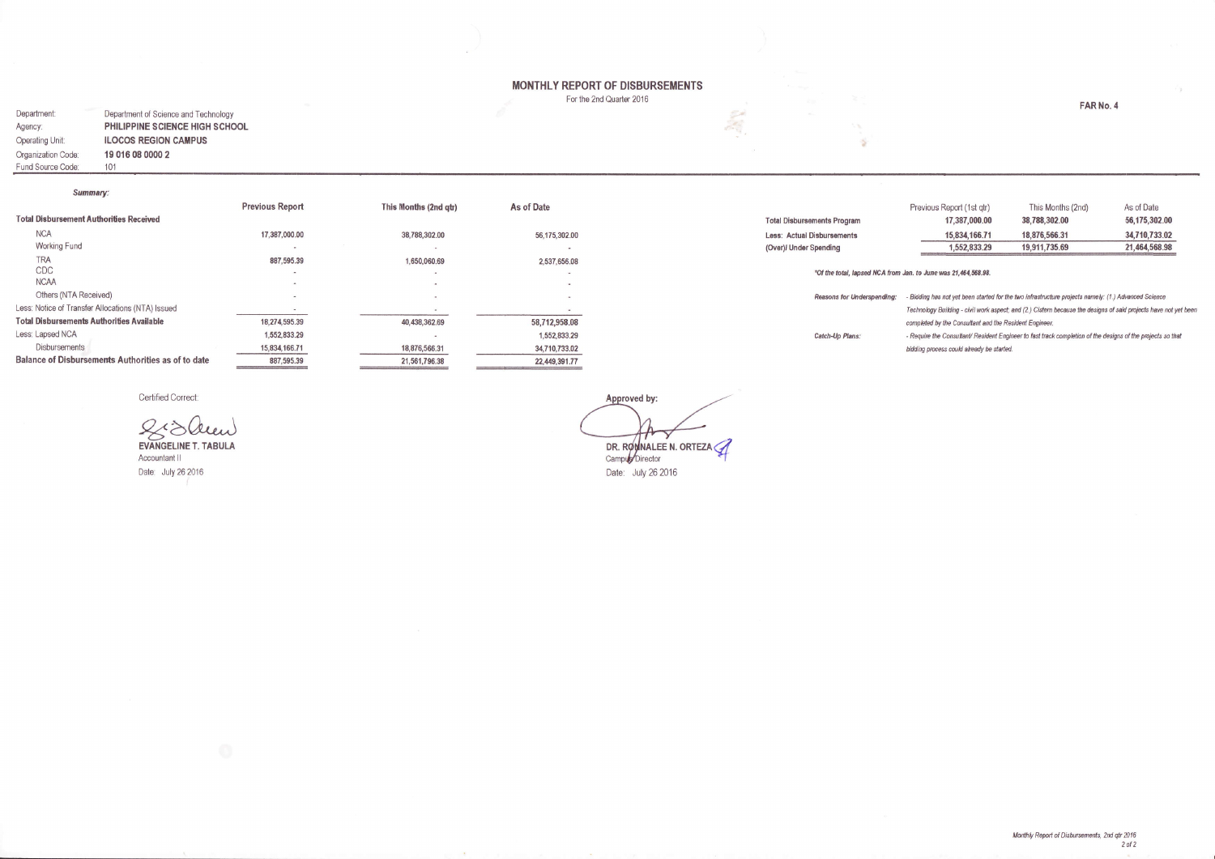# MONTHLY REPORT OF DISBURSEMENTS

For the 2nd Quarter 2016

**FAR No. 4**

Department: Department of Science and Technology
Agency: **PHILIPPINE SCIENCE HIGH SCHOOL**
Operating Unit: **ILOCOS REGION CAMPUS**
Organization Code: **19 016 08 0000 2**
Fund Source Code: 101

***Summary:***

| | Previous Report | This Months (2nd qtr) | As of Date |
|---|---|---|---|
| **Total Disbursement Authorities Received** | | | |
| NCA | 17,387,000.00 | 38,788,302.00 | 56,175,302.00 |
| Working Fund | - | - | - |
| TRA | 887,595.39 | 1,650,060.69 | 2,537,656.08 |
| CDC | - | - | - |
| NCAA | - | - | - |
| Others (NTA Received) | - | - | - |
| Less: Notice of Transfer Allocations (NTA) Issued | - | - | - |
| **Total Disbursements Authorities Available** | 18,274,595.39 | 40,438,362.69 | 58,712,958.08 |
| Less: Lapsed NCA | 1,552,833.29 | - | 1,552,833.29 |
| Disbursements | 15,834,166.71 | 18,876,566.31 | 34,710,733.02 |
| **Balance of Disbursements Authorities as of to date** | 887,595.39 | 21,561,796.38 | 22,449,391.77 |

| | Previous Report (1st qtr) | This Months (2nd) | As of Date |
|---|---|---|---|
| **Total Disbursements Program** | **17,387,000.00** | **38,788,302.00** | **56,175,302.00** |
| **Less: Actual Disbursements** | **15,834,166.71** | **18,876,566.31** | **34,710,733.02** |
| **(Over)/ Under Spending** | **1,552,833.29** | **19,911,735.69** | **21,464,568.98** |

***\*Of the total, lapsed NCA from Jan. to June was 21,464,568.98.***

***Reasons for Underspending:*** *- Bidding has not yet been started for the two infrastructure projects namely: (1.) Advanced Science Technology Building - civil work aspect; and (2.) Cistern because the designs of said projects have not yet been completed by the Consultant and the Resident Engineer.*

***Catch-Up Plans:*** *- Require the Consultant/ Resident Engineer to fast track completion of the designs of the projects so that bidding process could already be started.*

Certified Correct:

**EVANGELINE T. TABULA**
Accountant II
Date: July 26 2016

Approved by:

**DR. RONNALEE N. ORTEZA**
Campus Director
Date: July 26 2016